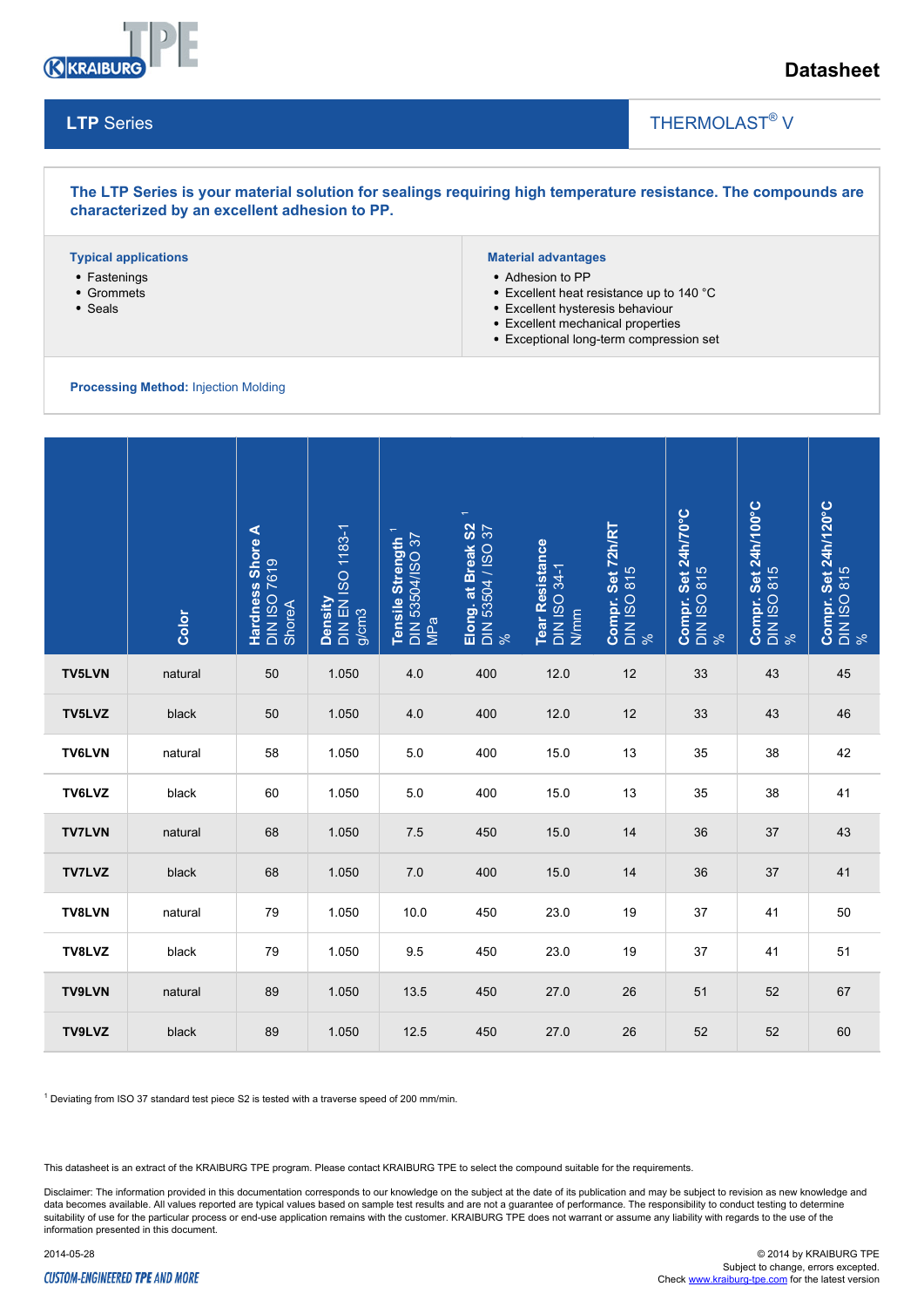# Datasheet

## LTP Series

THERMOLAST® V

**The LTP Series is your material solution for sealings requiring high temperature resistance. The compounds are characterized by an excellent adhesion to PP.**

**Typical applications**

- Fastenings
- Grommets
- Seals

**Material advantages**

- Adhesion to PP
- Excellent heat resistance up to 140 °C
- Excellent hysteresis behaviour
- Excellent mechanical properties
- Exceptional long-term compression set

**Processing Method:** Injection Molding

| | Color | Hardness Shore A DIN ISO 7619 ShoreA | Density DIN EN ISO 1183-1 g/cm3 | Tensile Strength [1] DIN 53504/ISO 37 MPa | Elong. at Break S2 [1] DIN 53504 / ISO 37 % | Tear Resistance DIN ISO 34-1 N/mm | Compr. Set 72h/RT DIN ISO 815 % | Compr. Set 24h/70°C DIN ISO 815 % | Compr. Set 24h/100°C DIN ISO 815 % | Compr. Set 24h/120°C DIN ISO 815 % |
|---|---|---|---|---|---|---|---|---|---|---|
| **TV5LVN** | natural | 50 | 1.050 | 4.0 | 400 | 12.0 | 12 | 33 | 43 | 45 |
| **TV5LVZ** | black | 50 | 1.050 | 4.0 | 400 | 12.0 | 12 | 33 | 43 | 46 |
| **TV6LVN** | natural | 58 | 1.050 | 5.0 | 400 | 15.0 | 13 | 35 | 38 | 42 |
| **TV6LVZ** | black | 60 | 1.050 | 5.0 | 400 | 15.0 | 13 | 35 | 38 | 41 |
| **TV7LVN** | natural | 68 | 1.050 | 7.5 | 450 | 15.0 | 14 | 36 | 37 | 43 |
| **TV7LVZ** | black | 68 | 1.050 | 7.0 | 400 | 15.0 | 14 | 36 | 37 | 41 |
| **TV8LVN** | natural | 79 | 1.050 | 10.0 | 450 | 23.0 | 19 | 37 | 41 | 50 |
| **TV8LVZ** | black | 79 | 1.050 | 9.5 | 450 | 23.0 | 19 | 37 | 41 | 51 |
| **TV9LVN** | natural | 89 | 1.050 | 13.5 | 450 | 27.0 | 26 | 51 | 52 | 67 |
| **TV9LVZ** | black | 89 | 1.050 | 12.5 | 450 | 27.0 | 26 | 52 | 52 | 60 |

[1] Deviating from ISO 37 standard test piece S2 is tested with a traverse speed of 200 mm/min.

This datasheet is an extract of the KRAIBURG TPE program. Please contact KRAIBURG TPE to select the compound suitable for the requirements.

Disclaimer: The information provided in this documentation corresponds to our knowledge on the subject at the date of its publication and may be subject to revision as new knowledge and data becomes available. All values reported are typical values based on sample test results and are not a guarantee of performance. The responsibility to conduct testing to determine suitability of use for the particular process or end-use application remains with the customer. KRAIBURG TPE does not warrant or assume any liability with regards to the use of the information presented in this document.

2014-05-28

© 2014 by KRAIBURG TPE
Subject to change, errors excepted.
Check www.kraiburg-tpe.com for the latest version

CUSTOM-ENGINEERED TPE AND MORE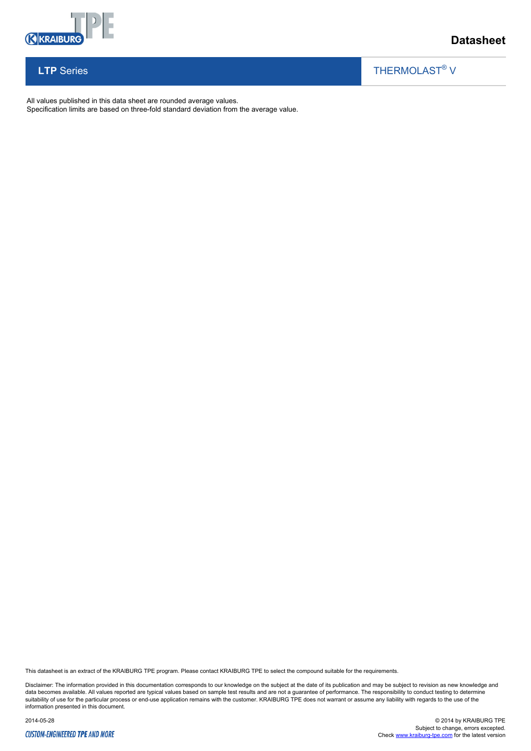All values published in this data sheet are rounded average values.
Specification limits are based on three-fold standard deviation from the average value.

This datasheet is an extract of the KRAIBURG TPE program. Please contact KRAIBURG TPE to select the compound suitable for the requirements.

Disclaimer: The information provided in this documentation corresponds to our knowledge on the subject at the date of its publication and may be subject to revision as new knowledge and data becomes available. All values reported are typical values based on sample test results and are not a guarantee of performance. The responsibility to conduct testing to determine suitability of use for the particular process or end-use application remains with the customer. KRAIBURG TPE does not warrant or assume any liability with regards to the use of the information presented in this document.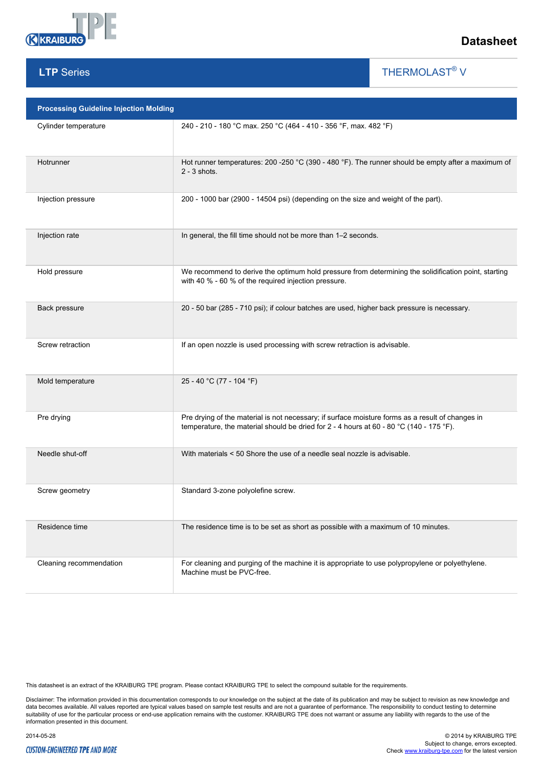**Datasheet**

## LTP Series

THERMOLAST® V

| Processing Guideline Injection Molding | |
|---|---|
| Cylinder temperature | 240 - 210 - 180 °C max. 250 °C (464 - 410 - 356 °F, max. 482 °F) |
| Hotrunner | Hot runner temperatures: 200 -250 °C (390 - 480 °F). The runner should be empty after a maximum of 2 - 3 shots. |
| Injection pressure | 200 - 1000 bar (2900 - 14504 psi) (depending on the size and weight of the part). |
| Injection rate | In general, the fill time should not be more than 1–2 seconds. |
| Hold pressure | We recommend to derive the optimum hold pressure from determining the solidification point, starting with 40 % - 60 % of the required injection pressure. |
| Back pressure | 20 - 50 bar (285 - 710 psi); if colour batches are used, higher back pressure is necessary. |
| Screw retraction | If an open nozzle is used processing with screw retraction is advisable. |
| Mold temperature | 25 - 40 °C (77 - 104 °F) |
| Pre drying | Pre drying of the material is not necessary; if surface moisture forms as a result of changes in temperature, the material should be dried for 2 - 4 hours at 60 - 80 °C (140 - 175 °F). |
| Needle shut-off | With materials < 50 Shore the use of a needle seal nozzle is advisable. |
| Screw geometry | Standard 3-zone polyolefine screw. |
| Residence time | The residence time is to be set as short as possible with a maximum of 10 minutes. |
| Cleaning recommendation | For cleaning and purging of the machine it is appropriate to use polypropylene or polyethylene. Machine must be PVC-free. |

This datasheet is an extract of the KRAIBURG TPE program. Please contact KRAIBURG TPE to select the compound suitable for the requirements.

Disclaimer: The information provided in this documentation corresponds to our knowledge on the subject at the date of its publication and may be subject to revision as new knowledge and data becomes available. All values reported are typical values based on sample test results and are not a guarantee of performance. The responsibility to conduct testing to determine suitability of use for the particular process or end-use application remains with the customer. KRAIBURG TPE does not warrant or assume any liability with regards to the use of the information presented in this document.

2014-05-28

© 2014 by KRAIBURG TPE
Subject to change, errors excepted.
Check www.kraiburg-tpe.com for the latest version

CUSTOM-ENGINEERED TPE AND MORE